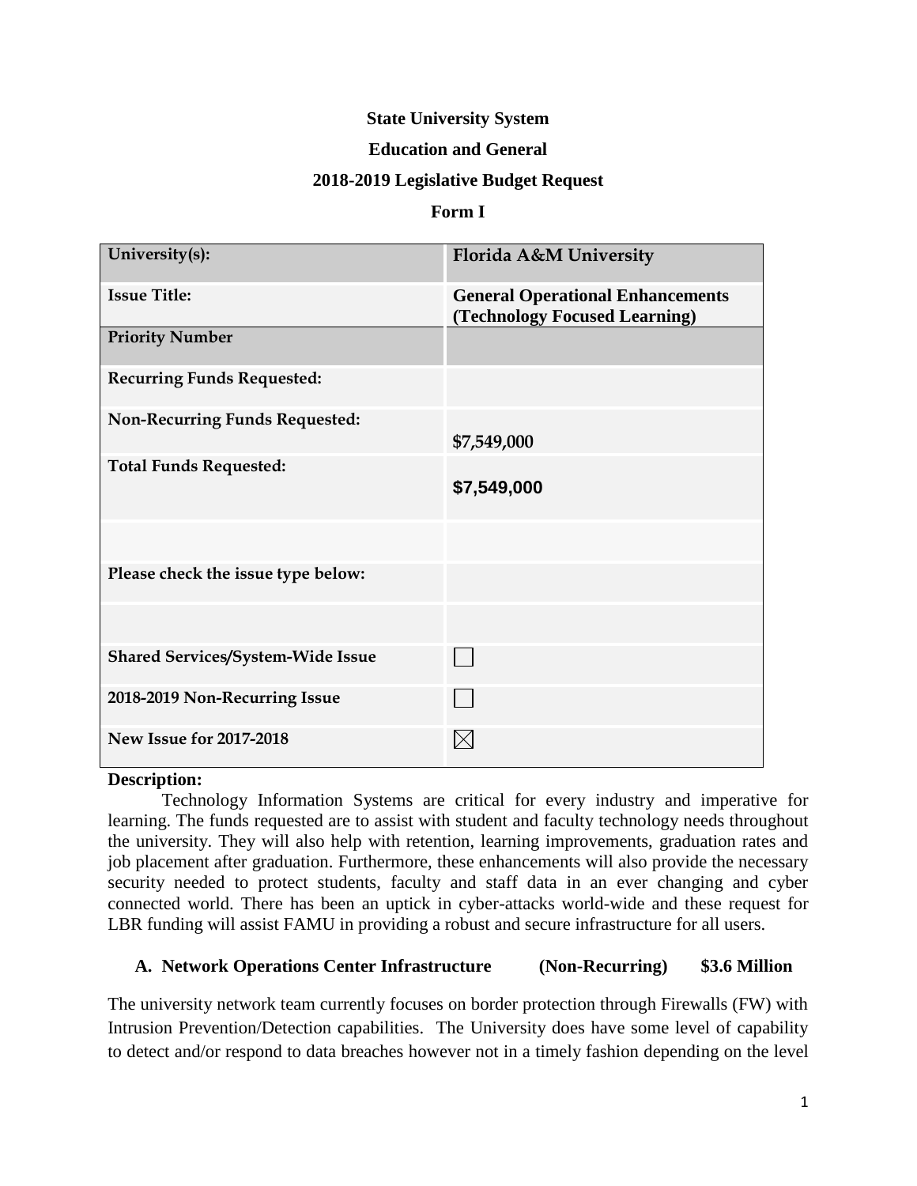**State University System**

**Education and General**

**2018-2019 Legislative Budget Request**

**Form I**

| University(s): | Florida A&M University |
| --- | --- |
| Issue Title: | General Operational Enhancements (Technology Focused Learning) |
| Priority Number | |
| Recurring Funds Requested: | |
| Non-Recurring Funds Requested: | $7,549,000 |
| Total Funds Requested: | $7,549,000 |
| | |
| Please check the issue type below: | |
| | |
| Shared Services/System-Wide Issue | ☐ |
| 2018-2019 Non-Recurring Issue | ☐ |
| New Issue for 2017-2018 | ☒ |

**Description:**

Technology Information Systems are critical for every industry and imperative for learning. The funds requested are to assist with student and faculty technology needs throughout the university. They will also help with retention, learning improvements, graduation rates and job placement after graduation. Furthermore, these enhancements will also provide the necessary security needed to protect students, faculty and staff data in an ever changing and cyber connected world. There has been an uptick in cyber-attacks world-wide and these request for LBR funding will assist FAMU in providing a robust and secure infrastructure for all users.

**A. Network Operations Center Infrastructure (Non-Recurring) $3.6 Million**

The university network team currently focuses on border protection through Firewalls (FW) with Intrusion Prevention/Detection capabilities. The University does have some level of capability to detect and/or respond to data breaches however not in a timely fashion depending on the level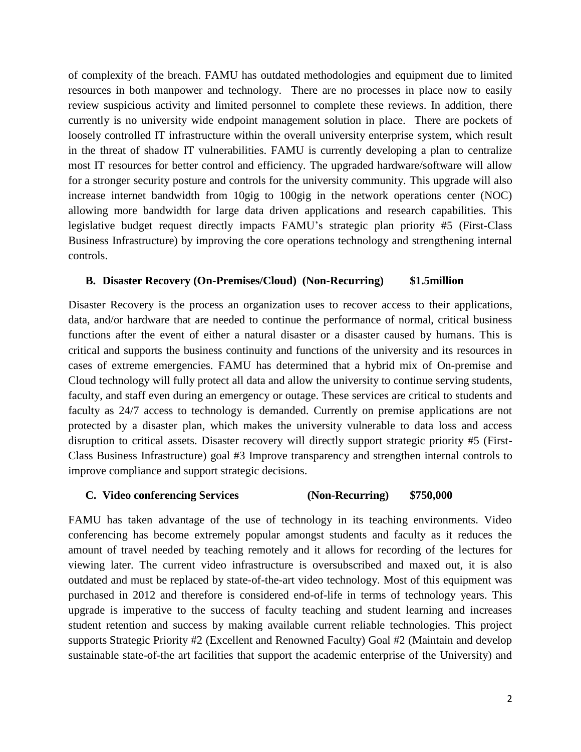of complexity of the breach. FAMU has outdated methodologies and equipment due to limited resources in both manpower and technology. There are no processes in place now to easily review suspicious activity and limited personnel to complete these reviews. In addition, there currently is no university wide endpoint management solution in place. There are pockets of loosely controlled IT infrastructure within the overall university enterprise system, which result in the threat of shadow IT vulnerabilities. FAMU is currently developing a plan to centralize most IT resources for better control and efficiency. The upgraded hardware/software will allow for a stronger security posture and controls for the university community. This upgrade will also increase internet bandwidth from 10gig to 100gig in the network operations center (NOC) allowing more bandwidth for large data driven applications and research capabilities. This legislative budget request directly impacts FAMU's strategic plan priority #5 (First-Class Business Infrastructure) by improving the core operations technology and strengthening internal controls.

**B. Disaster Recovery (On-Premises/Cloud) (Non-Recurring) $1.5million**

Disaster Recovery is the process an organization uses to recover access to their applications, data, and/or hardware that are needed to continue the performance of normal, critical business functions after the event of either a natural disaster or a disaster caused by humans. This is critical and supports the business continuity and functions of the university and its resources in cases of extreme emergencies. FAMU has determined that a hybrid mix of On-premise and Cloud technology will fully protect all data and allow the university to continue serving students, faculty, and staff even during an emergency or outage. These services are critical to students and faculty as 24/7 access to technology is demanded. Currently on premise applications are not protected by a disaster plan, which makes the university vulnerable to data loss and access disruption to critical assets. Disaster recovery will directly support strategic priority #5 (First-Class Business Infrastructure) goal #3 Improve transparency and strengthen internal controls to improve compliance and support strategic decisions.

**C. Video conferencing Services (Non-Recurring) $750,000**

FAMU has taken advantage of the use of technology in its teaching environments. Video conferencing has become extremely popular amongst students and faculty as it reduces the amount of travel needed by teaching remotely and it allows for recording of the lectures for viewing later. The current video infrastructure is oversubscribed and maxed out, it is also outdated and must be replaced by state-of-the-art video technology. Most of this equipment was purchased in 2012 and therefore is considered end-of-life in terms of technology years. This upgrade is imperative to the success of faculty teaching and student learning and increases student retention and success by making available current reliable technologies. This project supports Strategic Priority #2 (Excellent and Renowned Faculty) Goal #2 (Maintain and develop sustainable state-of-the art facilities that support the academic enterprise of the University) and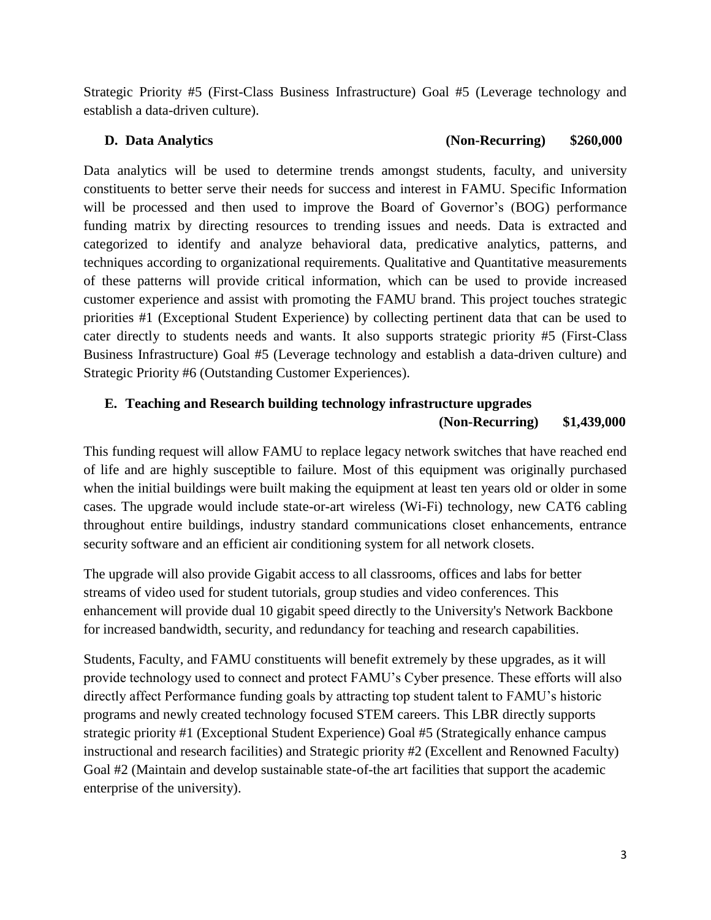Strategic Priority #5 (First-Class Business Infrastructure) Goal #5 (Leverage technology and establish a data-driven culture).

### D. Data Analytics (Non-Recurring) $260,000

Data analytics will be used to determine trends amongst students, faculty, and university constituents to better serve their needs for success and interest in FAMU. Specific Information will be processed and then used to improve the Board of Governor's (BOG) performance funding matrix by directing resources to trending issues and needs. Data is extracted and categorized to identify and analyze behavioral data, predicative analytics, patterns, and techniques according to organizational requirements. Qualitative and Quantitative measurements of these patterns will provide critical information, which can be used to provide increased customer experience and assist with promoting the FAMU brand. This project touches strategic priorities #1 (Exceptional Student Experience) by collecting pertinent data that can be used to cater directly to students needs and wants. It also supports strategic priority #5 (First-Class Business Infrastructure) Goal #5 (Leverage technology and establish a data-driven culture) and Strategic Priority #6 (Outstanding Customer Experiences).

### E. Teaching and Research building technology infrastructure upgrades (Non-Recurring) $1,439,000

This funding request will allow FAMU to replace legacy network switches that have reached end of life and are highly susceptible to failure. Most of this equipment was originally purchased when the initial buildings were built making the equipment at least ten years old or older in some cases. The upgrade would include state-or-art wireless (Wi-Fi) technology, new CAT6 cabling throughout entire buildings, industry standard communications closet enhancements, entrance security software and an efficient air conditioning system for all network closets.

The upgrade will also provide Gigabit access to all classrooms, offices and labs for better streams of video used for student tutorials, group studies and video conferences. This enhancement will provide dual 10 gigabit speed directly to the University's Network Backbone for increased bandwidth, security, and redundancy for teaching and research capabilities.

Students, Faculty, and FAMU constituents will benefit extremely by these upgrades, as it will provide technology used to connect and protect FAMU's Cyber presence. These efforts will also directly affect Performance funding goals by attracting top student talent to FAMU's historic programs and newly created technology focused STEM careers. This LBR directly supports strategic priority #1 (Exceptional Student Experience) Goal #5 (Strategically enhance campus instructional and research facilities) and Strategic priority #2 (Excellent and Renowned Faculty) Goal #2 (Maintain and develop sustainable state-of-the art facilities that support the academic enterprise of the university).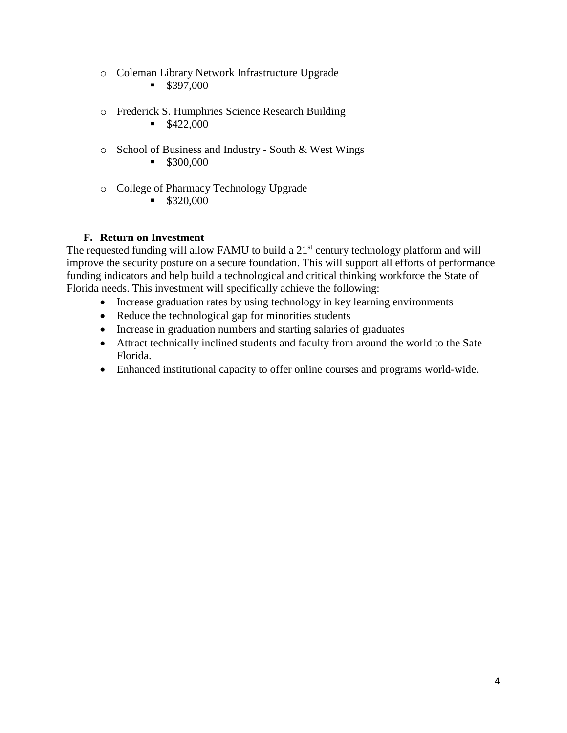- Coleman Library Network Infrastructure Upgrade
  - $397,000

- Frederick S. Humphries Science Research Building
  - $422,000

- School of Business and Industry - South & West Wings
  - $300,000

- College of Pharmacy Technology Upgrade
  - $320,000

### F. Return on Investment

The requested funding will allow FAMU to build a 21st century technology platform and will improve the security posture on a secure foundation. This will support all efforts of performance funding indicators and help build a technological and critical thinking workforce the State of Florida needs. This investment will specifically achieve the following:

- Increase graduation rates by using technology in key learning environments
- Reduce the technological gap for minorities students
- Increase in graduation numbers and starting salaries of graduates
- Attract technically inclined students and faculty from around the world to the Sate Florida.
- Enhanced institutional capacity to offer online courses and programs world-wide.